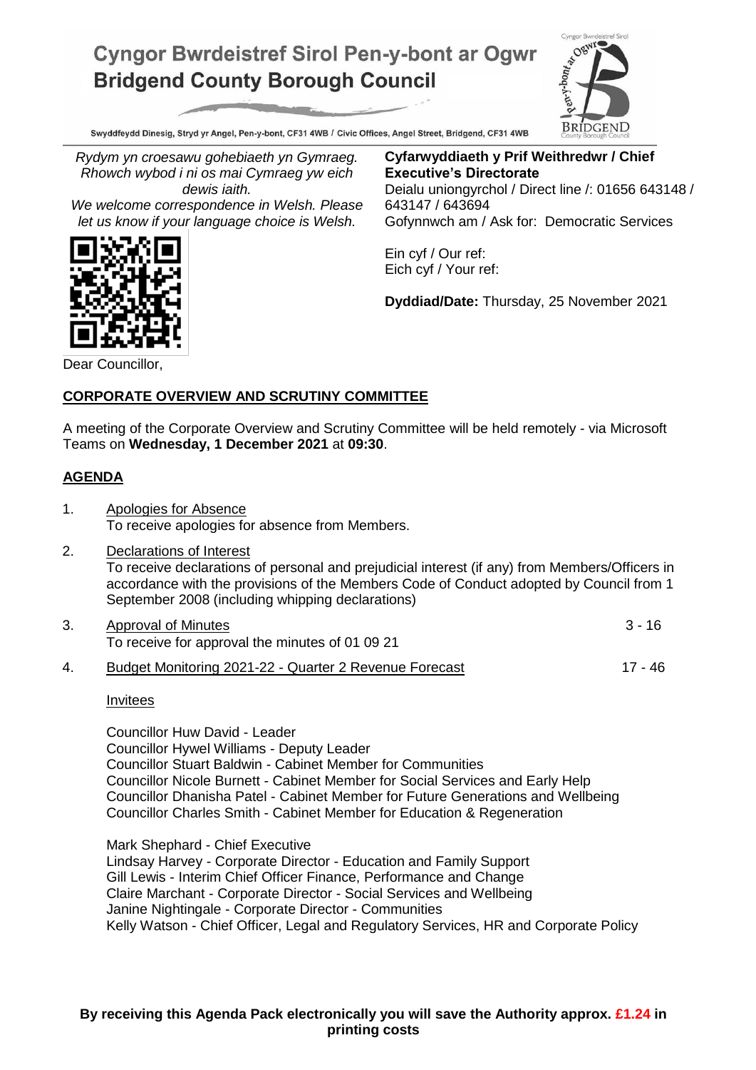# Cyngor Bwrdeistref Sirol Pen-y-bont ar Ogwr
# Bridgend County Borough Council

Swyddfeydd Dinesig, Stryd yr Angel, Pen-y-bont, CF31 4WB / Civic Offices, Angel Street, Bridgend, CF31 4WB

*Rydym yn croesawu gohebiaeth yn Gymraeg. Rhowch wybod i ni os mai Cymraeg yw eich dewis iaith.*
*We welcome correspondence in Welsh. Please let us know if your language choice is Welsh.*

**Cyfarwyddiaeth y Prif Weithredwr / Chief Executive's Directorate**
Deialu uniongyrchol / Direct line /: 01656 643148 / 643147 / 643694
Gofynnwch am / Ask for: Democratic Services

Ein cyf / Our ref:
Eich cyf / Your ref:

**Dyddiad/Date:** Thursday, 25 November 2021

Dear Councillor,

**CORPORATE OVERVIEW AND SCRUTINY COMMITTEE**

A meeting of the Corporate Overview and Scrutiny Committee will be held remotely - via Microsoft Teams on **Wednesday, 1 December 2021** at **09:30**.

**AGENDA**

1. Apologies for Absence
   To receive apologies for absence from Members.

2. Declarations of Interest
   To receive declarations of personal and prejudicial interest (if any) from Members/Officers in accordance with the provisions of the Members Code of Conduct adopted by Council from 1 September 2008 (including whipping declarations)

3. Approval of Minutes — 3 - 16
   To receive for approval the minutes of 01 09 21

4. Budget Monitoring 2021-22 - Quarter 2 Revenue Forecast — 17 - 46

   Invitees

   Councillor Huw David - Leader
   Councillor Hywel Williams - Deputy Leader
   Councillor Stuart Baldwin - Cabinet Member for Communities
   Councillor Nicole Burnett - Cabinet Member for Social Services and Early Help
   Councillor Dhanisha Patel - Cabinet Member for Future Generations and Wellbeing
   Councillor Charles Smith - Cabinet Member for Education & Regeneration

   Mark Shephard - Chief Executive
   Lindsay Harvey - Corporate Director - Education and Family Support
   Gill Lewis - Interim Chief Officer Finance, Performance and Change
   Claire Marchant - Corporate Director - Social Services and Wellbeing
   Janine Nightingale - Corporate Director - Communities
   Kelly Watson - Chief Officer, Legal and Regulatory Services, HR and Corporate Policy

**By receiving this Agenda Pack electronically you will save the Authority approx. £1.24 in printing costs**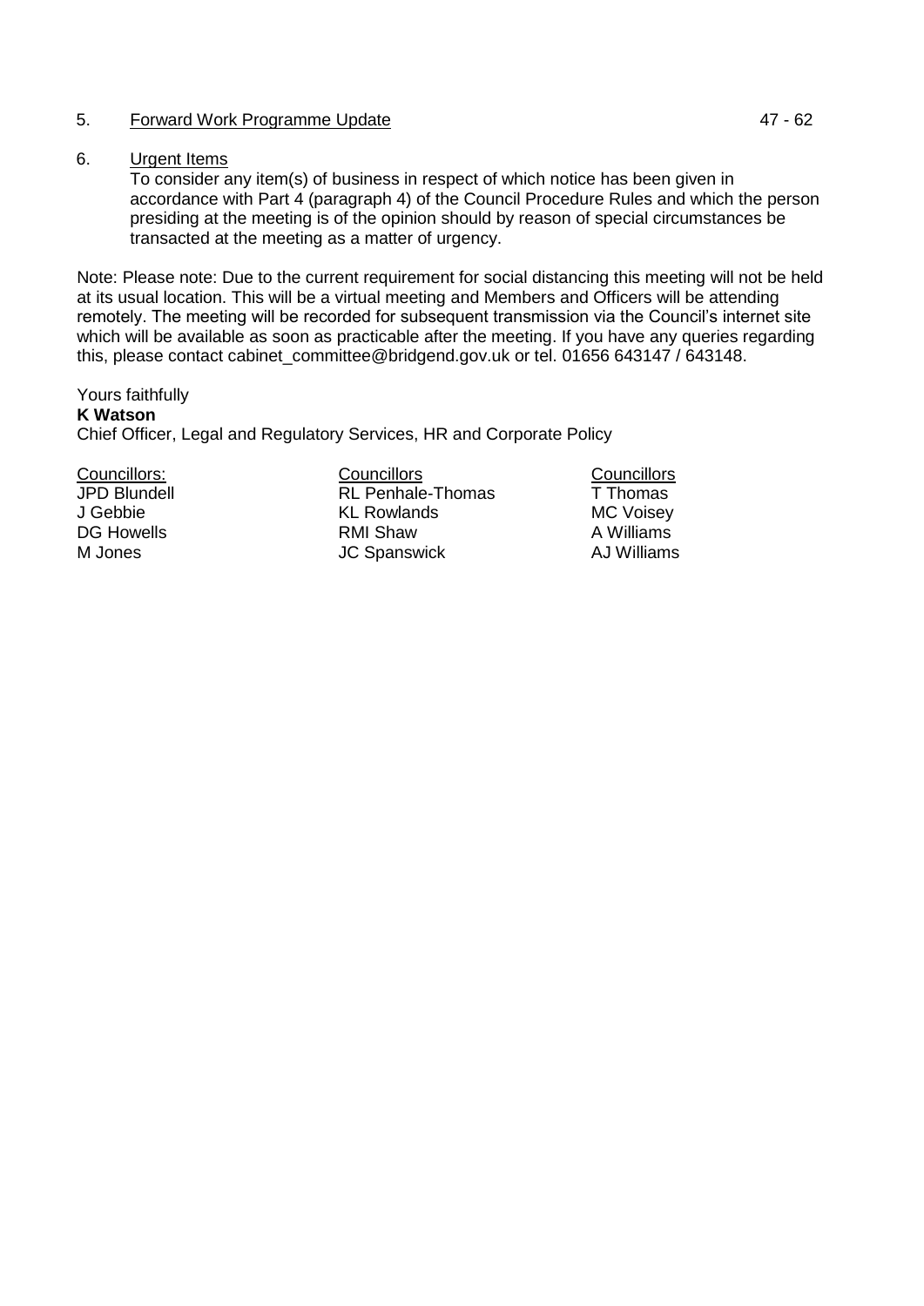5. Forward Work Programme Update 47 - 62

6. Urgent Items

   To consider any item(s) of business in respect of which notice has been given in accordance with Part 4 (paragraph 4) of the Council Procedure Rules and which the person presiding at the meeting is of the opinion should by reason of special circumstances be transacted at the meeting as a matter of urgency.

Note: Please note: Due to the current requirement for social distancing this meeting will not be held at its usual location. This will be a virtual meeting and Members and Officers will be attending remotely. The meeting will be recorded for subsequent transmission via the Council's internet site which will be available as soon as practicable after the meeting. If you have any queries regarding this, please contact cabinet_committee@bridgend.gov.uk or tel. 01656 643147 / 643148.

Yours faithfully
**K Watson**
Chief Officer, Legal and Regulatory Services, HR and Corporate Policy

| Councillors: | Councillors | Councillors |
| --- | --- | --- |
| JPD Blundell | RL Penhale-Thomas | T Thomas |
| J Gebbie | KL Rowlands | MC Voisey |
| DG Howells | RMI Shaw | A Williams |
| M Jones | JC Spanswick | AJ Williams |